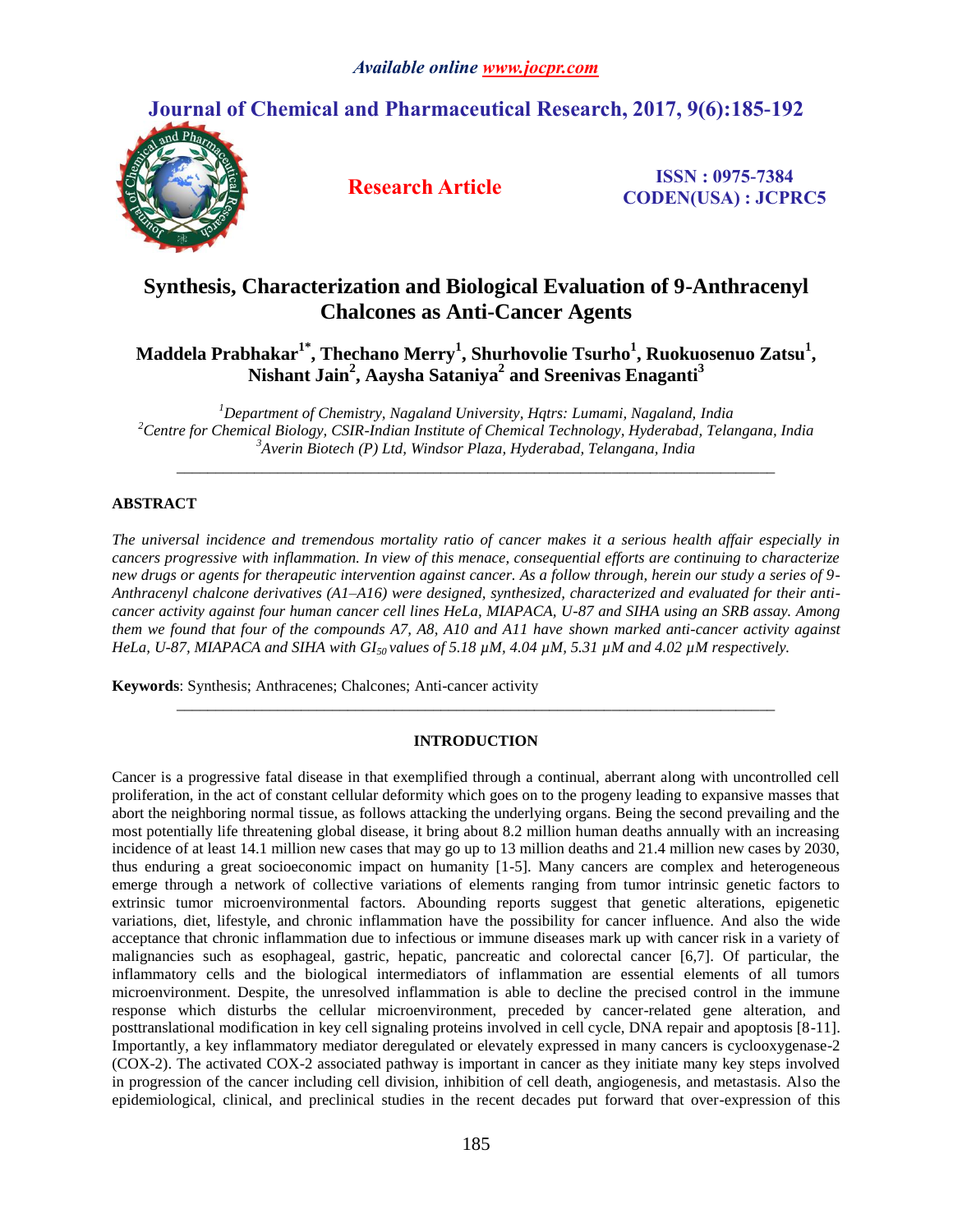# Synthesis, Characterization and Biological Evaluation of 9-Anthracenyl Chalcones as Anti-Cancer Agents

**Maddela Prabhakar[1*], Thechano Merry[1], Shurhovolie Tsurho[1], Ruokuosenuo Zatsu[1], Nishant Jain[2], Aaysha Sataniya[2] and Sreenivas Enaganti[3]**

*[1]Department of Chemistry, Nagaland University, Hqtrs: Lumami, Nagaland, India*
*[2]Centre for Chemical Biology, CSIR-Indian Institute of Chemical Technology, Hyderabad, Telangana, India*
*[3]Averin Biotech (P) Ltd, Windsor Plaza, Hyderabad, Telangana, India*

---

## ABSTRACT

*The universal incidence and tremendous mortality ratio of cancer makes it a serious health affair especially in cancers progressive with inflammation. In view of this menace, consequential efforts are continuing to characterize new drugs or agents for therapeutic intervention against cancer. As a follow through, herein our study a series of 9-Anthracenyl chalcone derivatives (A1–A16) were designed, synthesized, characterized and evaluated for their anti-cancer activity against four human cancer cell lines HeLa, MIAPACA, U-87 and SIHA using an SRB assay. Among them we found that four of the compounds A7, A8, A10 and A11 have shown marked anti-cancer activity against HeLa, U-87, MIAPACA and SIHA with $GI_{50}$ values of 5.18 µM, 4.04 µM, 5.31 µM and 4.02 µM respectively.*

**Keywords**: Synthesis; Anthracenes; Chalcones; Anti-cancer activity

---

## INTRODUCTION

Cancer is a progressive fatal disease in that exemplified through a continual, aberrant along with uncontrolled cell proliferation, in the act of constant cellular deformity which goes on to the progeny leading to expansive masses that abort the neighboring normal tissue, as follows attacking the underlying organs. Being the second prevailing and the most potentially life threatening global disease, it bring about 8.2 million human deaths annually with an increasing incidence of at least 14.1 million new cases that may go up to 13 million deaths and 21.4 million new cases by 2030, thus enduring a great socioeconomic impact on humanity [1-5]. Many cancers are complex and heterogeneous emerge through a network of collective variations of elements ranging from tumor intrinsic genetic factors to extrinsic tumor microenvironmental factors. Abounding reports suggest that genetic alterations, epigenetic variations, diet, lifestyle, and chronic inflammation have the possibility for cancer influence. And also the wide acceptance that chronic inflammation due to infectious or immune diseases mark up with cancer risk in a variety of malignancies such as esophageal, gastric, hepatic, pancreatic and colorectal cancer [6,7]. Of particular, the inflammatory cells and the biological intermediators of inflammation are essential elements of all tumors microenvironment. Despite, the unresolved inflammation is able to decline the precised control in the immune response which disturbs the cellular microenvironment, preceded by cancer-related gene alteration, and posttranslational modification in key cell signaling proteins involved in cell cycle, DNA repair and apoptosis [8-11]. Importantly, a key inflammatory mediator deregulated or elevately expressed in many cancers is cyclooxygenase-2 (COX-2). The activated COX-2 associated pathway is important in cancer as they initiate many key steps involved in progression of the cancer including cell division, inhibition of cell death, angiogenesis, and metastasis. Also the epidemiological, clinical, and preclinical studies in the recent decades put forward that over-expression of this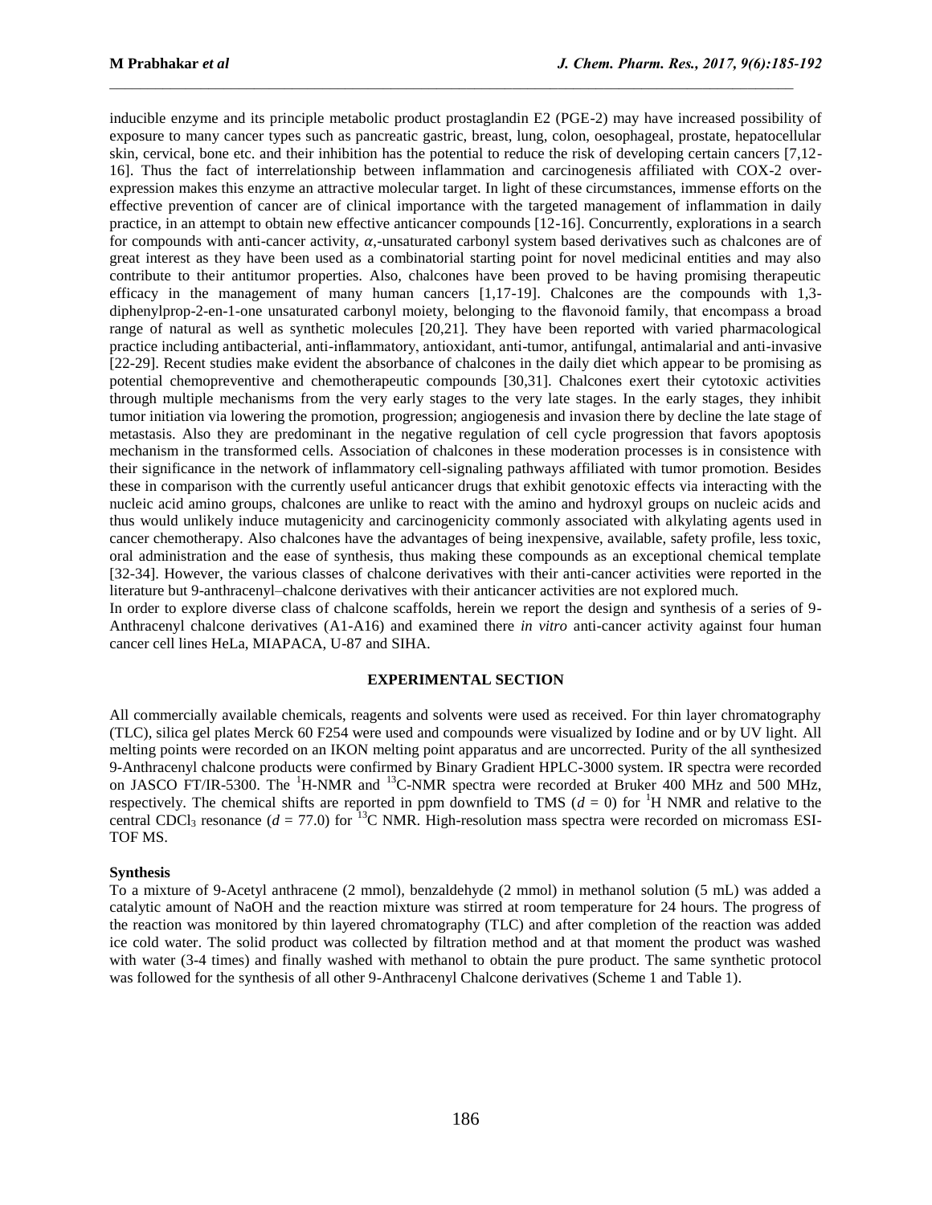inducible enzyme and its principle metabolic product prostaglandin E2 (PGE-2) may have increased possibility of exposure to many cancer types such as pancreatic gastric, breast, lung, colon, oesophageal, prostate, hepatocellular skin, cervical, bone etc. and their inhibition has the potential to reduce the risk of developing certain cancers [7,12-16]. Thus the fact of interrelationship between inflammation and carcinogenesis affiliated with COX-2 over-expression makes this enzyme an attractive molecular target. In light of these circumstances, immense efforts on the effective prevention of cancer are of clinical importance with the targeted management of inflammation in daily practice, in an attempt to obtain new effective anticancer compounds [12-16]. Concurrently, explorations in a search for compounds with anti-cancer activity, $\alpha$,-unsaturated carbonyl system based derivatives such as chalcones are of great interest as they have been used as a combinatorial starting point for novel medicinal entities and may also contribute to their antitumor properties. Also, chalcones have been proved to be having promising therapeutic efficacy in the management of many human cancers [1,17-19]. Chalcones are the compounds with 1,3-diphenylprop-2-en-1-one unsaturated carbonyl moiety, belonging to the flavonoid family, that encompass a broad range of natural as well as synthetic molecules [20,21]. They have been reported with varied pharmacological practice including antibacterial, anti-inflammatory, antioxidant, anti-tumor, antifungal, antimalarial and anti-invasive [22-29]. Recent studies make evident the absorbance of chalcones in the daily diet which appear to be promising as potential chemopreventive and chemotherapeutic compounds [30,31]. Chalcones exert their cytotoxic activities through multiple mechanisms from the very early stages to the very late stages. In the early stages, they inhibit tumor initiation via lowering the promotion, progression; angiogenesis and invasion there by decline the late stage of metastasis. Also they are predominant in the negative regulation of cell cycle progression that favors apoptosis mechanism in the transformed cells. Association of chalcones in these moderation processes is in consistence with their significance in the network of inflammatory cell-signaling pathways affiliated with tumor promotion. Besides these in comparison with the currently useful anticancer drugs that exhibit genotoxic effects via interacting with the nucleic acid amino groups, chalcones are unlike to react with the amino and hydroxyl groups on nucleic acids and thus would unlikely induce mutagenicity and carcinogenicity commonly associated with alkylating agents used in cancer chemotherapy. Also chalcones have the advantages of being inexpensive, available, safety profile, less toxic, oral administration and the ease of synthesis, thus making these compounds as an exceptional chemical template [32-34]. However, the various classes of chalcone derivatives with their anti-cancer activities were reported in the literature but 9-anthracenyl–chalcone derivatives with their anticancer activities are not explored much.

In order to explore diverse class of chalcone scaffolds, herein we report the design and synthesis of a series of 9-Anthracenyl chalcone derivatives (A1-A16) and examined there *in vitro* anti-cancer activity against four human cancer cell lines HeLa, MIAPACA, U-87 and SIHA.

## EXPERIMENTAL SECTION

All commercially available chemicals, reagents and solvents were used as received. For thin layer chromatography (TLC), silica gel plates Merck 60 F254 were used and compounds were visualized by Iodine and or by UV light. All melting points were recorded on an IKON melting point apparatus and are uncorrected. Purity of the all synthesized 9-Anthracenyl chalcone products were confirmed by Binary Gradient HPLC-3000 system. IR spectra were recorded on JASCO FT/IR-5300. The $^{1}$H-NMR and $^{13}$C-NMR spectra were recorded at Bruker 400 MHz and 500 MHz, respectively. The chemical shifts are reported in ppm downfield to TMS ($d$ = 0) for $^{1}$H NMR and relative to the central $CDCl_3$ resonance ($d$ = 77.0) for $^{13}$C NMR. High-resolution mass spectra were recorded on micromass ESI-TOF MS.

### Synthesis

To a mixture of 9-Acetyl anthracene (2 mmol), benzaldehyde (2 mmol) in methanol solution (5 mL) was added a catalytic amount of NaOH and the reaction mixture was stirred at room temperature for 24 hours. The progress of the reaction was monitored by thin layered chromatography (TLC) and after completion of the reaction was added ice cold water. The solid product was collected by filtration method and at that moment the product was washed with water (3-4 times) and finally washed with methanol to obtain the pure product. The same synthetic protocol was followed for the synthesis of all other 9-Anthracenyl Chalcone derivatives (Scheme 1 and Table 1).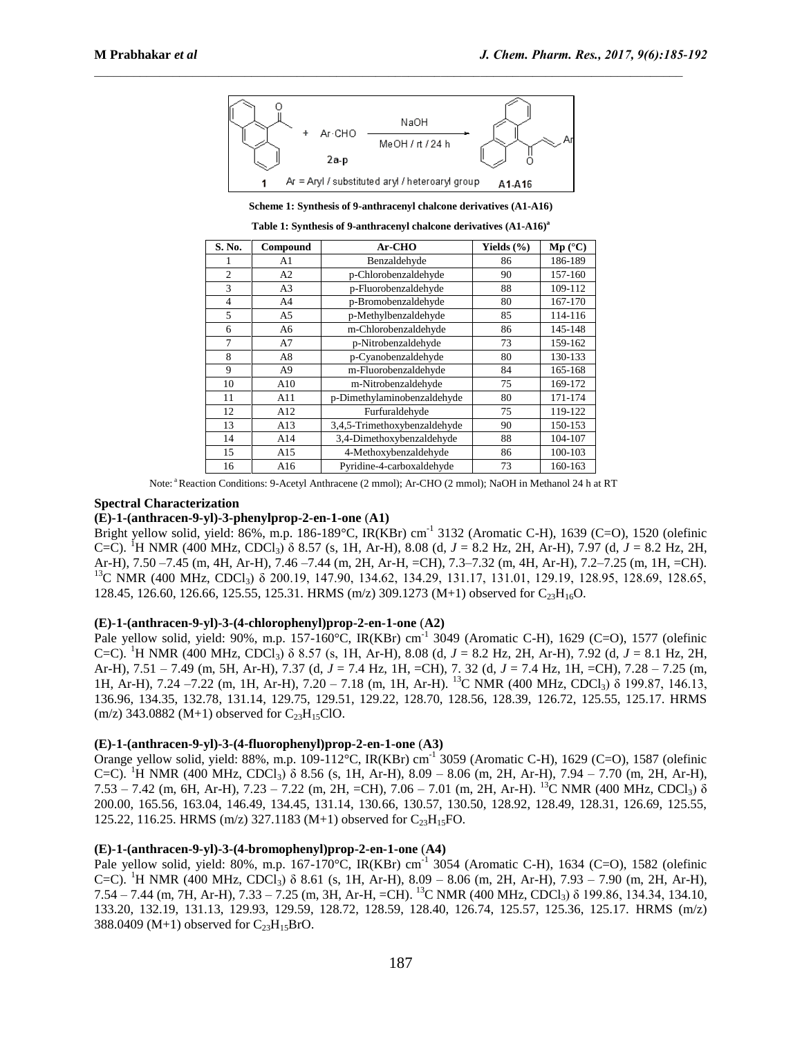Scheme 1: Synthesis of 9-anthracenyl chalcone derivatives (A1-A16)

Table 1: Synthesis of 9-anthracenyl chalcone derivatives (A1-A16)[a]

| S. No. | Compound | Ar-CHO | Yields (%) | Mp (°C) |
|---|---|---|---|---|
| 1 | A1 | Benzaldehyde | 86 | 186-189 |
| 2 | A2 | p-Chlorobenzaldehyde | 90 | 157-160 |
| 3 | A3 | p-Fluorobenzaldehyde | 88 | 109-112 |
| 4 | A4 | p-Bromobenzaldehyde | 80 | 167-170 |
| 5 | A5 | p-Methylbenzaldehyde | 85 | 114-116 |
| 6 | A6 | m-Chlorobenzaldehyde | 86 | 145-148 |
| 7 | A7 | p-Nitrobenzaldehyde | 73 | 159-162 |
| 8 | A8 | p-Cyanobenzaldehyde | 80 | 130-133 |
| 9 | A9 | m-Fluorobenzaldehyde | 84 | 165-168 |
| 10 | A10 | m-Nitrobenzaldehyde | 75 | 169-172 |
| 11 | A11 | p-Dimethylaminobenzaldehyde | 80 | 171-174 |
| 12 | A12 | Furfuraldehyde | 75 | 119-122 |
| 13 | A13 | 3,4,5-Trimethoxybenzaldehyde | 90 | 150-153 |
| 14 | A14 | 3,4-Dimethoxybenzaldehyde | 88 | 104-107 |
| 15 | A15 | 4-Methoxybenzaldehyde | 86 | 100-103 |
| 16 | A16 | Pyridine-4-carboxaldehyde | 73 | 160-163 |

Note: [a] Reaction Conditions: 9-Acetyl Anthracene (2 mmol); Ar-CHO (2 mmol); NaOH in Methanol 24 h at RT

### Spectral Characterization

**(E)-1-(anthracen-9-yl)-3-phenylprop-2-en-1-one (A1)**

Bright yellow solid, yield: 86%, m.p. 186-189°C, IR(KBr) $cm^{-1}$ 3132 (Aromatic C-H), 1639 (C=O), 1520 (olefinic C=C). $^1H$ NMR (400 MHz, $CDCl_3$) δ 8.57 (s, 1H, Ar-H), 8.08 (d, $J$ = 8.2 Hz, 2H, Ar-H), 7.97 (d, $J$ = 8.2 Hz, 2H, Ar-H), 7.50 –7.45 (m, 4H, Ar-H), 7.46 –7.44 (m, 2H, Ar-H, =CH), 7.3–7.32 (m, 4H, Ar-H), 7.2–7.25 (m, 1H, =CH). $^{13}C$ NMR (400 MHz, $CDCl_3$) δ 200.19, 147.90, 134.62, 134.29, 131.17, 131.01, 129.19, 128.95, 128.69, 128.65, 128.45, 126.60, 126.66, 125.55, 125.31. HRMS (m/z) 309.1273 (M+1) observed for $C_{23}H_{16}O$.

**(E)-1-(anthracen-9-yl)-3-(4-chlorophenyl)prop-2-en-1-one (A2)**

Pale yellow solid, yield: 90%, m.p. 157-160°C, IR(KBr) $cm^{-1}$ 3049 (Aromatic C-H), 1629 (C=O), 1577 (olefinic C=C). $^1H$ NMR (400 MHz, $CDCl_3$) δ 8.57 (s, 1H, Ar-H), 8.08 (d, $J$ = 8.2 Hz, 2H, Ar-H), 7.92 (d, $J$ = 8.1 Hz, 2H, Ar-H), 7.51 – 7.49 (m, 5H, Ar-H), 7.37 (d, $J$ = 7.4 Hz, 1H, =CH), 7. 32 (d, $J$ = 7.4 Hz, 1H, =CH), 7.28 – 7.25 (m, 1H, Ar-H), 7.24 –7.22 (m, 1H, Ar-H), 7.20 – 7.18 (m, 1H, Ar-H). $^{13}C$ NMR (400 MHz, $CDCl_3$) δ 199.87, 146.13, 136.96, 134.35, 132.78, 131.14, 129.75, 129.51, 129.22, 128.70, 128.56, 128.39, 126.72, 125.55, 125.17. HRMS (m/z) 343.0882 (M+1) observed for $C_{23}H_{15}ClO$.

**(E)-1-(anthracen-9-yl)-3-(4-fluorophenyl)prop-2-en-1-one (A3)**

Orange yellow solid, yield: 88%, m.p. 109-112°C, IR(KBr) $cm^{-1}$ 3059 (Aromatic C-H), 1629 (C=O), 1587 (olefinic C=C). $^1H$ NMR (400 MHz, $CDCl_3$) δ 8.56 (s, 1H, Ar-H), 8.09 – 8.06 (m, 2H, Ar-H), 7.94 – 7.70 (m, 2H, Ar-H), 7.53 – 7.42 (m, 6H, Ar-H), 7.23 – 7.22 (m, 2H, =CH), 7.06 – 7.01 (m, 2H, Ar-H). $^{13}C$ NMR (400 MHz, $CDCl_3$) δ 200.00, 165.56, 163.04, 146.49, 134.45, 131.14, 130.66, 130.57, 130.50, 128.92, 128.49, 128.31, 126.69, 125.55, 125.22, 116.25. HRMS (m/z) 327.1183 (M+1) observed for $C_{23}H_{15}FO$.

**(E)-1-(anthracen-9-yl)-3-(4-bromophenyl)prop-2-en-1-one (A4)**

Pale yellow solid, yield: 80%, m.p. 167-170°C, IR(KBr) $cm^{-1}$ 3054 (Aromatic C-H), 1634 (C=O), 1582 (olefinic C=C). $^1H$ NMR (400 MHz, $CDCl_3$) δ 8.61 (s, 1H, Ar-H), 8.09 – 8.06 (m, 2H, Ar-H), 7.93 – 7.90 (m, 2H, Ar-H), 7.54 – 7.44 (m, 7H, Ar-H), 7.33 – 7.25 (m, 3H, Ar-H, =CH). $^{13}C$ NMR (400 MHz, $CDCl_3$) δ 199.86, 134.34, 134.10, 133.20, 132.19, 131.13, 129.93, 129.59, 128.72, 128.59, 128.40, 126.74, 125.57, 125.36, 125.17. HRMS (m/z) 388.0409 (M+1) observed for $C_{23}H_{15}BrO$.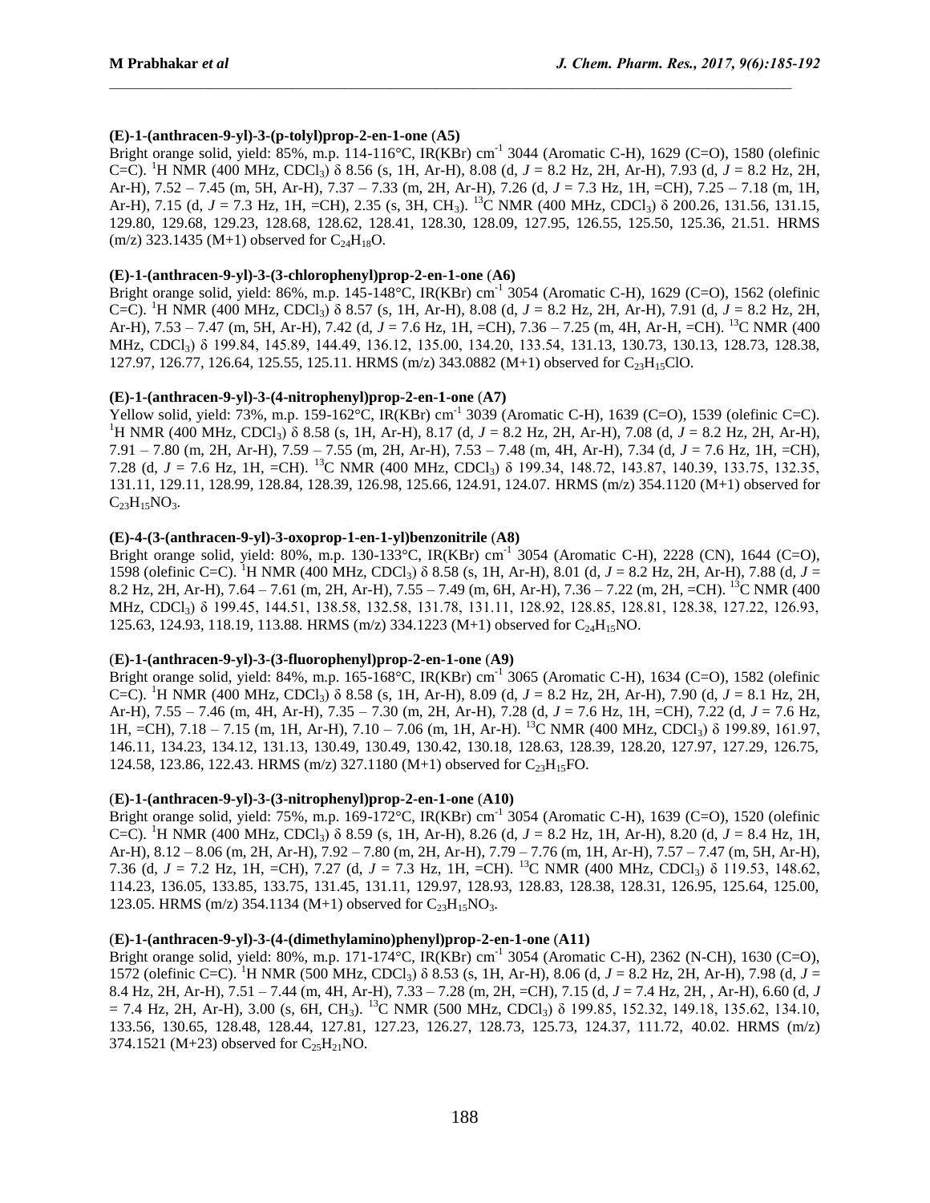**(E)-1-(anthracen-9-yl)-3-(p-tolyl)prop-2-en-1-one (A5)**

Bright orange solid, yield: 85%, m.p. 114-116°C, IR(KBr) $cm^{-1}$ 3044 (Aromatic C-H), 1629 (C=O), 1580 (olefinic C=C). $^{1}H$ NMR (400 MHz, $CDCl_3$) δ 8.56 (s, 1H, Ar-H), 8.08 (d, $J$ = 8.2 Hz, 2H, Ar-H), 7.93 (d, $J$ = 8.2 Hz, 2H, Ar-H), 7.52 – 7.45 (m, 5H, Ar-H), 7.37 – 7.33 (m, 2H, Ar-H), 7.26 (d, $J$ = 7.3 Hz, 1H, =CH), 7.25 – 7.18 (m, 1H, Ar-H), 7.15 (d, $J$ = 7.3 Hz, 1H, =CH), 2.35 (s, 3H, $CH_3$). $^{13}C$ NMR (400 MHz, $CDCl_3$) δ 200.26, 131.56, 131.15, 129.80, 129.68, 129.23, 128.68, 128.62, 128.41, 128.30, 128.09, 127.95, 126.55, 125.50, 125.36, 21.51. HRMS (m/z) 323.1435 (M+1) observed for $C_{24}H_{18}O$.

**(E)-1-(anthracen-9-yl)-3-(3-chlorophenyl)prop-2-en-1-one (A6)**

Bright orange solid, yield: 86%, m.p. 145-148°C, IR(KBr) $cm^{-1}$ 3054 (Aromatic C-H), 1629 (C=O), 1562 (olefinic C=C). $^{1}H$ NMR (400 MHz, $CDCl_3$) δ 8.57 (s, 1H, Ar-H), 8.08 (d, $J$ = 8.2 Hz, 2H, Ar-H), 7.91 (d, $J$ = 8.2 Hz, 2H, Ar-H), 7.53 – 7.47 (m, 5H, Ar-H), 7.42 (d, $J$ = 7.6 Hz, 1H, =CH), 7.36 – 7.25 (m, 4H, Ar-H, =CH). $^{13}C$ NMR (400 MHz, $CDCl_3$) δ 199.84, 145.89, 144.49, 136.12, 135.00, 134.20, 133.54, 131.13, 130.73, 130.13, 128.73, 128.38, 127.97, 126.77, 126.64, 125.55, 125.11. HRMS (m/z) 343.0882 (M+1) observed for $C_{23}H_{15}ClO$.

**(E)-1-(anthracen-9-yl)-3-(4-nitrophenyl)prop-2-en-1-one (A7)**

Yellow solid, yield: 73%, m.p. 159-162°C, IR(KBr) $cm^{-1}$ 3039 (Aromatic C-H), 1639 (C=O), 1539 (olefinic C=C). $^{1}H$ NMR (400 MHz, $CDCl_3$) δ 8.58 (s, 1H, Ar-H), 8.17 (d, $J$ = 8.2 Hz, 2H, Ar-H), 7.08 (d, $J$ = 8.2 Hz, 2H, Ar-H), 7.91 – 7.80 (m, 2H, Ar-H), 7.59 – 7.55 (m, 2H, Ar-H), 7.53 – 7.48 (m, 4H, Ar-H), 7.34 (d, $J$ = 7.6 Hz, 1H, =CH), 7.28 (d, $J$ = 7.6 Hz, 1H, =CH). $^{13}C$ NMR (400 MHz, $CDCl_3$) δ 199.34, 148.72, 143.87, 140.39, 133.75, 132.35, 131.11, 129.11, 128.99, 128.84, 128.39, 126.98, 125.66, 124.91, 124.07. HRMS (m/z) 354.1120 (M+1) observed for $C_{23}H_{15}NO_3$.

**(E)-4-(3-(anthracen-9-yl)-3-oxoprop-1-en-1-yl)benzonitrile (A8)**

Bright orange solid, yield: 80%, m.p. 130-133°C, IR(KBr) $cm^{-1}$ 3054 (Aromatic C-H), 2228 (CN), 1644 (C=O), 1598 (olefinic C=C). $^{1}H$ NMR (400 MHz, $CDCl_3$) δ 8.58 (s, 1H, Ar-H), 8.01 (d, $J$ = 8.2 Hz, 2H, Ar-H), 7.88 (d, $J$ = 8.2 Hz, 2H, Ar-H), 7.64 – 7.61 (m, 2H, Ar-H), 7.55 – 7.49 (m, 6H, Ar-H), 7.36 – 7.22 (m, 2H, =CH). $^{13}C$ NMR (400 MHz, $CDCl_3$) δ 199.45, 144.51, 138.58, 132.58, 131.78, 131.11, 128.92, 128.85, 128.81, 128.38, 127.22, 126.93, 125.63, 124.93, 118.19, 113.88. HRMS (m/z) 334.1223 (M+1) observed for $C_{24}H_{15}NO$.

**(E)-1-(anthracen-9-yl)-3-(3-fluorophenyl)prop-2-en-1-one (A9)**

Bright orange solid, yield: 84%, m.p. 165-168°C, IR(KBr) $cm^{-1}$ 3065 (Aromatic C-H), 1634 (C=O), 1582 (olefinic C=C). $^{1}H$ NMR (400 MHz, $CDCl_3$) δ 8.58 (s, 1H, Ar-H), 8.09 (d, $J$ = 8.2 Hz, 2H, Ar-H), 7.90 (d, $J$ = 8.1 Hz, 2H, Ar-H), 7.55 – 7.46 (m, 4H, Ar-H), 7.35 – 7.30 (m, 2H, Ar-H), 7.28 (d, $J$ = 7.6 Hz, 1H, =CH), 7.22 (d, $J$ = 7.6 Hz, 1H, =CH), 7.18 – 7.15 (m, 1H, Ar-H), 7.10 – 7.06 (m, 1H, Ar-H). $^{13}C$ NMR (400 MHz, $CDCl_3$) δ 199.89, 161.97, 146.11, 134.23, 134.12, 131.13, 130.49, 130.49, 130.42, 130.18, 128.63, 128.39, 128.20, 127.97, 127.29, 126.75, 124.58, 123.86, 122.43. HRMS (m/z) 327.1180 (M+1) observed for $C_{23}H_{15}FO$.

**(E)-1-(anthracen-9-yl)-3-(3-nitrophenyl)prop-2-en-1-one (A10)**

Bright orange solid, yield: 75%, m.p. 169-172°C, IR(KBr) $cm^{-1}$ 3054 (Aromatic C-H), 1639 (C=O), 1520 (olefinic C=C). $^{1}H$ NMR (400 MHz, $CDCl_3$) δ 8.59 (s, 1H, Ar-H), 8.26 (d, $J$ = 8.2 Hz, 1H, Ar-H), 8.20 (d, $J$ = 8.4 Hz, 1H, Ar-H), 8.12 – 8.06 (m, 2H, Ar-H), 7.92 – 7.80 (m, 2H, Ar-H), 7.79 – 7.76 (m, 1H, Ar-H), 7.57 – 7.47 (m, 5H, Ar-H), 7.36 (d, $J$ = 7.2 Hz, 1H, =CH), 7.27 (d, $J$ = 7.3 Hz, 1H, =CH). $^{13}C$ NMR (400 MHz, $CDCl_3$) δ 119.53, 148.62, 114.23, 136.05, 133.85, 133.75, 131.45, 131.11, 129.97, 128.93, 128.83, 128.38, 128.31, 126.95, 125.64, 125.00, 123.05. HRMS (m/z) 354.1134 (M+1) observed for $C_{23}H_{15}NO_3$.

**(E)-1-(anthracen-9-yl)-3-(4-(dimethylamino)phenyl)prop-2-en-1-one (A11)**

Bright orange solid, yield: 80%, m.p. 171-174°C, IR(KBr) $cm^{-1}$ 3054 (Aromatic C-H), 2362 (N-CH), 1630 (C=O), 1572 (olefinic C=C). $^{1}H$ NMR (500 MHz, $CDCl_3$) δ 8.53 (s, 1H, Ar-H), 8.06 (d, $J$ = 8.2 Hz, 2H, Ar-H), 7.98 (d, $J$ = 8.4 Hz, 2H, Ar-H), 7.51 – 7.44 (m, 4H, Ar-H), 7.33 – 7.28 (m, 2H, =CH), 7.15 (d, $J$ = 7.4 Hz, 2H, , Ar-H), 6.60 (d, $J$ = 7.4 Hz, 2H, Ar-H), 3.00 (s, 6H, $CH_3$). $^{13}C$ NMR (500 MHz, $CDCl_3$) δ 199.85, 152.32, 149.18, 135.62, 134.10, 133.56, 130.65, 128.48, 128.44, 127.81, 127.23, 126.27, 128.73, 125.73, 124.37, 111.72, 40.02. HRMS (m/z) 374.1521 (M+23) observed for $C_{25}H_{21}NO$.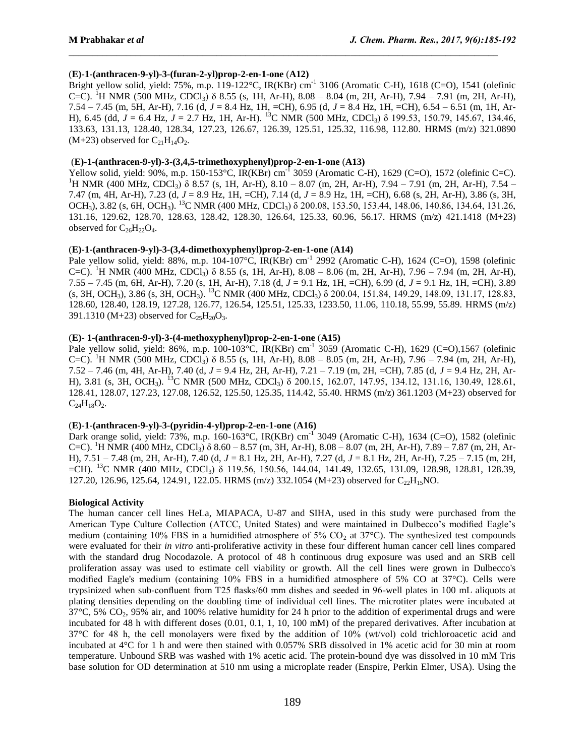**(E)-1-(anthracen-9-yl)-3-(furan-2-yl)prop-2-en-1-one (A12)**

Bright yellow solid, yield: 75%, m.p. 119-122°C, IR(KBr) $cm^{-1}$ 3106 (Aromatic C-H), 1618 (C=O), 1541 (olefinic C=C). $^{1}H$ NMR (500 MHz, $CDCl_3$) δ 8.55 (s, 1H, Ar-H), 8.08 – 8.04 (m, 2H, Ar-H), 7.94 – 7.91 (m, 2H, Ar-H), 7.54 – 7.45 (m, 5H, Ar-H), 7.16 (d, *J* = 8.4 Hz, 1H, =CH), 6.95 (d, *J* = 8.4 Hz, 1H, =CH), 6.54 – 6.51 (m, 1H, Ar-H), 6.45 (dd, *J* = 6.4 Hz, *J* = 2.7 Hz, 1H, Ar-H). $^{13}C$ NMR (500 MHz, $CDCl_3$) δ 199.53, 150.79, 145.67, 134.46, 133.63, 131.13, 128.40, 128.34, 127.23, 126.67, 126.39, 125.51, 125.32, 116.98, 112.80. HRMS (m/z) 321.0890 (M+23) observed for $C_{21}H_{14}O_2$.

**(E)-1-(anthracen-9-yl)-3-(3,4,5-trimethoxyphenyl)prop-2-en-1-one (A13)**

Yellow solid, yield: 90%, m.p. 150-153°C, IR(KBr) $cm^{-1}$ 3059 (Aromatic C-H), 1629 (C=O), 1572 (olefinic C=C). $^{1}H$ NMR (400 MHz, $CDCl_3$) δ 8.57 (s, 1H, Ar-H), 8.10 – 8.07 (m, 2H, Ar-H), 7.94 – 7.91 (m, 2H, Ar-H), 7.54 – 7.47 (m, 4H, Ar-H), 7.23 (d, *J* = 8.9 Hz, 1H, =CH), 7.14 (d, *J* = 8.9 Hz, 1H, =CH), 6.68 (s, 2H, Ar-H), 3.86 (s, 3H, $OCH_3$), 3.82 (s, 6H, $OCH_3$). $^{13}C$ NMR (400 MHz, $CDCl_3$) δ 200.08, 153.50, 153.44, 148.06, 140.86, 134.64, 131.26, 131.16, 129.62, 128.70, 128.63, 128.42, 128.30, 126.64, 125.33, 60.96, 56.17. HRMS (m/z) 421.1418 (M+23) observed for $C_{26}H_{22}O_4$.

**(E)-1-(anthracen-9-yl)-3-(3,4-dimethoxyphenyl)prop-2-en-1-one (A14)**

Pale yellow solid, yield: 88%, m.p. 104-107°C, IR(KBr) $cm^{-1}$ 2992 (Aromatic C-H), 1624 (C=O), 1598 (olefinic C=C). $^{1}H$ NMR (400 MHz, $CDCl_3$) δ 8.55 (s, 1H, Ar-H), 8.08 – 8.06 (m, 2H, Ar-H), 7.96 – 7.94 (m, 2H, Ar-H), 7.55 – 7.45 (m, 6H, Ar-H), 7.20 (s, 1H, Ar-H), 7.18 (d, *J* = 9.1 Hz, 1H, =CH), 6.99 (d, *J* = 9.1 Hz, 1H, =CH), 3.89 (s, 3H, $OCH_3$), 3.86 (s, 3H, $OCH_3$). $^{13}C$ NMR (400 MHz, $CDCl_3$) δ 200.04, 151.84, 149.29, 148.09, 131.17, 128.83, 128.60, 128.40, 128.19, 127.28, 126.77, 126.54, 125.51, 125.33, 1233.50, 11.06, 110.18, 55.99, 55.89. HRMS (m/z) 391.1310 (M+23) observed for $C_{25}H_{20}O_3$.

**(E)- 1-(anthracen-9-yl)-3-(4-methoxyphenyl)prop-2-en-1-one (A15)**

Pale yellow solid, yield: 86%, m.p. 100-103°C, IR(KBr) $cm^{-1}$ 3059 (Aromatic C-H), 1629 (C=O),1567 (olefinic C=C). $^{1}H$ NMR (500 MHz, $CDCl_3$) δ 8.55 (s, 1H, Ar-H), 8.08 – 8.05 (m, 2H, Ar-H), 7.96 – 7.94 (m, 2H, Ar-H), 7.52 – 7.46 (m, 4H, Ar-H), 7.40 (d, *J* = 9.4 Hz, 2H, Ar-H), 7.21 – 7.19 (m, 2H, =CH), 7.85 (d, *J* = 9.4 Hz, 2H, Ar-H), 3.81 (s, 3H, $OCH_3$). $^{13}C$ NMR (500 MHz, $CDCl_3$) δ 200.15, 162.07, 147.95, 134.12, 131.16, 130.49, 128.61, 128.41, 128.07, 127.23, 127.08, 126.52, 125.50, 125.35, 114.42, 55.40. HRMS (m/z) 361.1203 (M+23) observed for $C_{24}H_{18}O_2$.

**(E)-1-(anthracen-9-yl)-3-(pyridin-4-yl)prop-2-en-1-one (A16)**

Dark orange solid, yield: 73%, m.p. 160-163°C, IR(KBr) $cm^{-1}$ 3049 (Aromatic C-H), 1634 (C=O), 1582 (olefinic C=C). $^{1}H$ NMR (400 MHz, $CDCl_3$) δ 8.60 – 8.57 (m, 3H, Ar-H), 8.08 – 8.07 (m, 2H, Ar-H), 7.89 – 7.87 (m, 2H, Ar-H), 7.51 – 7.48 (m, 2H, Ar-H), 7.40 (d, *J* = 8.1 Hz, 2H, Ar-H), 7.27 (d, *J* = 8.1 Hz, 2H, Ar-H), 7.25 – 7.15 (m, 2H, =CH). $^{13}C$ NMR (400 MHz, $CDCl_3$) δ 119.56, 150.56, 144.04, 141.49, 132.65, 131.09, 128.98, 128.81, 128.39, 127.20, 126.96, 125.64, 124.91, 122.05. HRMS (m/z) 332.1054 (M+23) observed for $C_{22}H_{15}NO$.

## Biological Activity

The human cancer cell lines HeLa, MIAPACA, U-87 and SIHA, used in this study were purchased from the American Type Culture Collection (ATCC, United States) and were maintained in Dulbecco's modified Eagle's medium (containing 10% FBS in a humidified atmosphere of 5% $CO_2$ at 37°C). The synthesized test compounds were evaluated for their *in vitro* anti-proliferative activity in these four different human cancer cell lines compared with the standard drug Nocodazole. A protocol of 48 h continuous drug exposure was used and an SRB cell proliferation assay was used to estimate cell viability or growth. All the cell lines were grown in Dulbecco's modified Eagle's medium (containing 10% FBS in a humidified atmosphere of 5% CO at 37°C). Cells were trypsinized when sub-confluent from T25 flasks/60 mm dishes and seeded in 96-well plates in 100 mL aliquots at plating densities depending on the doubling time of individual cell lines. The microtiter plates were incubated at 37°C, 5% $CO_2$, 95% air, and 100% relative humidity for 24 h prior to the addition of experimental drugs and were incubated for 48 h with different doses (0.01, 0.1, 1, 10, 100 mM) of the prepared derivatives. After incubation at 37°C for 48 h, the cell monolayers were fixed by the addition of 10% (wt/vol) cold trichloroacetic acid and incubated at 4°C for 1 h and were then stained with 0.057% SRB dissolved in 1% acetic acid for 30 min at room temperature. Unbound SRB was washed with 1% acetic acid. The protein-bound dye was dissolved in 10 mM Tris base solution for OD determination at 510 nm using a microplate reader (Enspire, Perkin Elmer, USA). Using the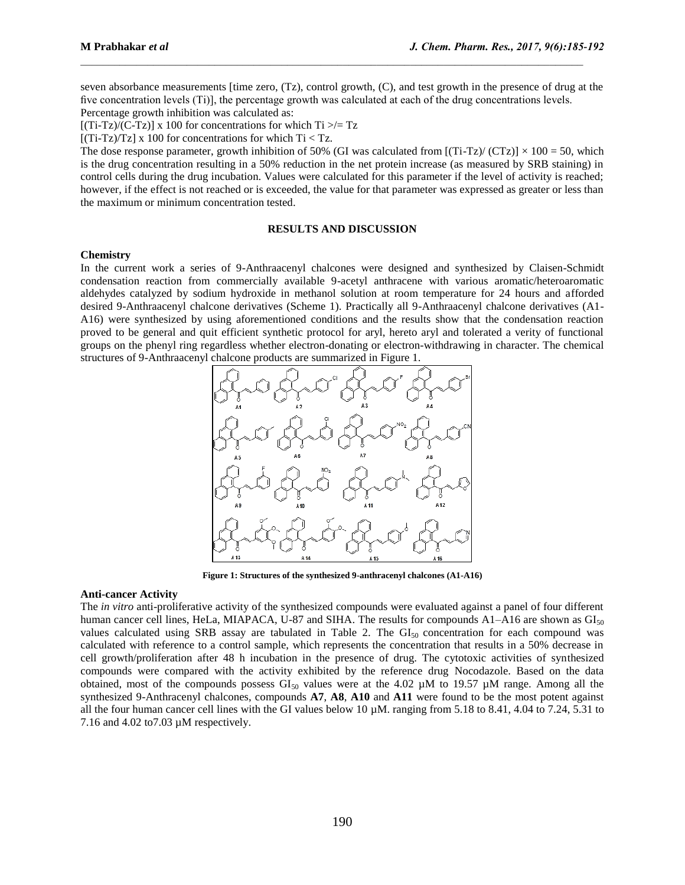seven absorbance measurements [time zero, (Tz), control growth, (C), and test growth in the presence of drug at the five concentration levels (Ti)], the percentage growth was calculated at each of the drug concentrations levels.

Percentage growth inhibition was calculated as:

$[(Ti-Tz)/(C-Tz)] \times 100$ for concentrations for which $Ti >/= Tz$

$[(Ti-Tz)/Tz] \times 100$ for concentrations for which $Ti < Tz$.

The dose response parameter, growth inhibition of 50% (GI was calculated from $[(Ti-Tz)/(CTz)] \times 100 = 50$, which is the drug concentration resulting in a 50% reduction in the net protein increase (as measured by SRB staining) in control cells during the drug incubation. Values were calculated for this parameter if the level of activity is reached; however, if the effect is not reached or is exceeded, the value for that parameter was expressed as greater or less than the maximum or minimum concentration tested.

## RESULTS AND DISCUSSION

### Chemistry

In the current work a series of 9-Anthraacenyl chalcones were designed and synthesized by Claisen-Schmidt condensation reaction from commercially available 9-acetyl anthracene with various aromatic/heteroaromatic aldehydes catalyzed by sodium hydroxide in methanol solution at room temperature for 24 hours and afforded desired 9-Anthraacenyl chalcone derivatives (Scheme 1). Practically all 9-Anthraacenyl chalcone derivatives (A1-A16) were synthesized by using aforementioned conditions and the results show that the condensation reaction proved to be general and quit efficient synthetic protocol for aryl, hereto aryl and tolerated a verity of functional groups on the phenyl ring regardless whether electron-donating or electron-withdrawing in character. The chemical structures of 9-Anthraacenyl chalcone products are summarized in Figure 1.

**Figure 1: Structures of the synthesized 9-anthracenyl chalcones (A1-A16)**

### Anti-cancer Activity

The *in vitro* anti-proliferative activity of the synthesized compounds were evaluated against a panel of four different human cancer cell lines, HeLa, MIAPACA, U-87 and SIHA. The results for compounds A1–A16 are shown as $GI_{50}$ values calculated using SRB assay are tabulated in Table 2. The $GI_{50}$ concentration for each compound was calculated with reference to a control sample, which represents the concentration that results in a 50% decrease in cell growth/proliferation after 48 h incubation in the presence of drug. The cytotoxic activities of synthesized compounds were compared with the activity exhibited by the reference drug Nocodazole. Based on the data obtained, most of the compounds possess $GI_{50}$ values were at the 4.02 µM to 19.57 µM range. Among all the synthesized 9-Anthracenyl chalcones, compounds **A7**, **A8**, **A10** and **A11** were found to be the most potent against all the four human cancer cell lines with the GI values below 10 µM. ranging from 5.18 to 8.41, 4.04 to 7.24, 5.31 to 7.16 and 4.02 to7.03 µM respectively.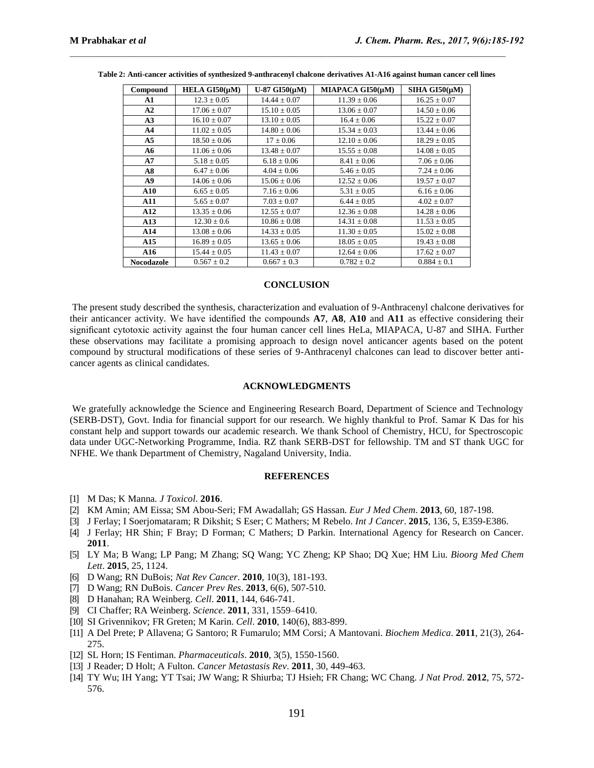**Table 2: Anti-cancer activities of synthesized 9-anthracenyl chalcone derivatives A1-A16 against human cancer cell lines**

| Compound | HELA GI50(μM) | U-87 GI50(μM) | MIAPACA GI50(μM) | SIHA GI50(μM) |
|---|---|---|---|---|
| **A1** | 12.3 ± 0.05 | 14.44 ± 0.07 | 11.39 ± 0.06 | 16.25 ± 0.07 |
| **A2** | 17.06 ± 0.07 | 15.10 ± 0.05 | 13.06 ± 0.07 | 14.50 ± 0.06 |
| **A3** | 16.10 ± 0.07 | 13.10 ± 0.05 | 16.4 ± 0.06 | 15.22 ± 0.07 |
| **A4** | 11.02 ± 0.05 | 14.80 ± 0.06 | 15.34 ± 0.03 | 13.44 ± 0.06 |
| **A5** | 18.50 ± 0.06 | 17 ± 0.06 | 12.10 ± 0.06 | 18.29 ± 0.05 |
| **A6** | 11.06 ± 0.06 | 13.48 ± 0.07 | 15.55 ± 0.08 | 14.08 ± 0.05 |
| **A7** | 5.18 ± 0.05 | 6.18 ± 0.06 | 8.41 ± 0.06 | 7.06 ± 0.06 |
| **A8** | 6.47 ± 0.06 | 4.04 ± 0.06 | 5.46 ± 0.05 | 7.24 ± 0.06 |
| **A9** | 14.06 ± 0.06 | 15.06 ± 0.06 | 12.52 ± 0.06 | 19.57 ± 0.07 |
| **A10** | 6.65 ± 0.05 | 7.16 ± 0.06 | 5.31 ± 0.05 | 6.16 ± 0.06 |
| **A11** | 5.65 ± 0.07 | 7.03 ± 0.07 | 6.44 ± 0.05 | 4.02 ± 0.07 |
| **A12** | 13.35 ± 0.06 | 12.55 ± 0.07 | 12.36 ± 0.08 | 14.28 ± 0.06 |
| **A13** | 12.30 ± 0.6 | 10.86 ± 0.08 | 14.31 ± 0.08 | 11.53 ± 0.05 |
| **A14** | 13.08 ± 0.06 | 14.33 ± 0.05 | 11.30 ± 0.05 | 15.02 ± 0.08 |
| **A15** | 16.89 ± 0.05 | 13.65 ± 0.06 | 18.05 ± 0.05 | 19.43 ± 0.08 |
| **A16** | 15.44 ± 0.05 | 11.43 ± 0.07 | 12.64 ± 0.06 | 17.62 ± 0.07 |
| **Nocodazole** | 0.567 ± 0.2 | 0.667 ± 0.3 | 0.782 ± 0.2 | 0.884 ± 0.1 |

## CONCLUSION

The present study described the synthesis, characterization and evaluation of 9-Anthracenyl chalcone derivatives for their anticancer activity. We have identified the compounds **A7**, **A8**, **A10** and **A11** as effective considering their significant cytotoxic activity against the four human cancer cell lines HeLa, MIAPACA, U-87 and SIHA. Further these observations may facilitate a promising approach to design novel anticancer agents based on the potent compound by structural modifications of these series of 9-Anthracenyl chalcones can lead to discover better anti-cancer agents as clinical candidates.

## ACKNOWLEDGMENTS

We gratefully acknowledge the Science and Engineering Research Board, Department of Science and Technology (SERB-DST), Govt. India for financial support for our research. We highly thankful to Prof. Samar K Das for his constant help and support towards our academic research. We thank School of Chemistry, HCU, for Spectroscopic data under UGC-Networking Programme, India. RZ thank SERB-DST for fellowship. TM and ST thank UGC for NFHE. We thank Department of Chemistry, Nagaland University, India.

## REFERENCES

[1] M Das; K Manna. *J Toxicol*. **2016**.

[2] KM Amin; AM Eissa; SM Abou-Seri; FM Awadallah; GS Hassan. *Eur J Med Chem*. **2013**, 60, 187-198.

[3] J Ferlay; I Soerjomataram; R Dikshit; S Eser; C Mathers; M Rebelo. *Int J Cancer*. **2015**, 136, 5, E359-E386.

[4] J Ferlay; HR Shin; F Bray; D Forman; C Mathers; D Parkin. International Agency for Research on Cancer. **2011**.

[5] LY Ma; B Wang; LP Pang; M Zhang; SQ Wang; YC Zheng; KP Shao; DQ Xue; HM Liu. *Bioorg Med Chem Lett*. **2015**, 25, 1124.

[6] D Wang; RN DuBois; *Nat Rev Cancer*. **2010**, 10(3), 181-193.

[7] D Wang; RN DuBois. *Cancer Prev Res*. **2013**, 6(6), 507-510.

[8] D Hanahan; RA Weinberg. *Cell*. **2011**, 144, 646-741.

[9] CI Chaffer; RA Weinberg. *Science*. **2011**, 331, 1559–6410.

[10] SI Grivennikov; FR Greten; M Karin. *Cell*. **2010**, 140(6), 883-899.

[11] A Del Prete; P Allavena; G Santoro; R Fumarulo; MM Corsi; A Mantovani. *Biochem Medica*. **2011**, 21(3), 264-275.

[12] SL Horn; IS Fentiman. *Pharmaceuticals*. **2010**, 3(5), 1550-1560.

[13] J Reader; D Holt; A Fulton. *Cancer Metastasis Rev*. **2011**, 30, 449-463.

[14] TY Wu; IH Yang; YT Tsai; JW Wang; R Shiurba; TJ Hsieh; FR Chang; WC Chang. *J Nat Prod*. **2012**, 75, 572-576.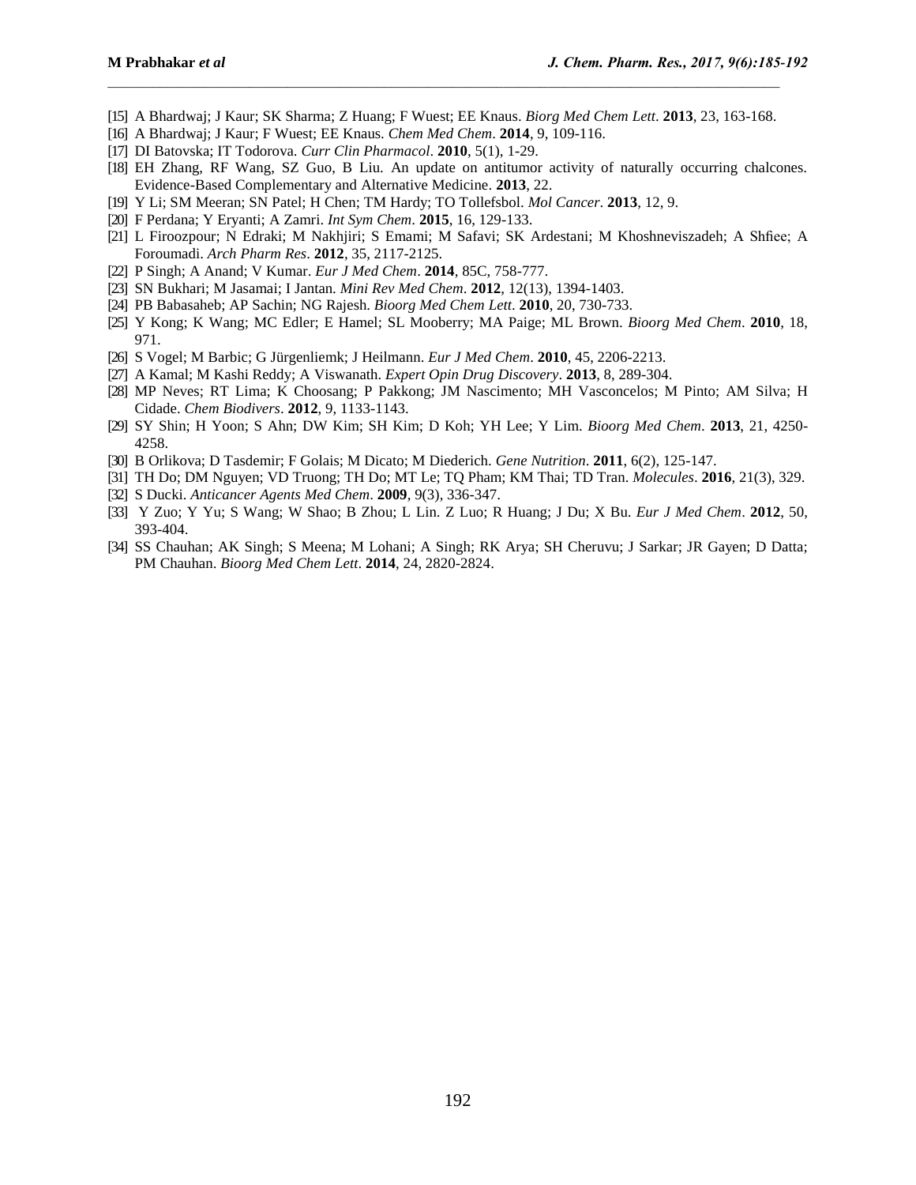[15] A Bhardwaj; J Kaur; SK Sharma; Z Huang; F Wuest; EE Knaus. *Biorg Med Chem Lett*. **2013**, 23, 163-168.

[16] A Bhardwaj; J Kaur; F Wuest; EE Knaus. *Chem Med Chem*. **2014**, 9, 109-116.

[17] DI Batovska; IT Todorova. *Curr Clin Pharmacol*. **2010**, 5(1), 1-29.

[18] EH Zhang, RF Wang, SZ Guo, B Liu. An update on antitumor activity of naturally occurring chalcones. Evidence-Based Complementary and Alternative Medicine. **2013**, 22.

[19] Y Li; SM Meeran; SN Patel; H Chen; TM Hardy; TO Tollefsbol. *Mol Cancer*. **2013**, 12, 9.

[20] F Perdana; Y Eryanti; A Zamri. *Int Sym Chem*. **2015**, 16, 129-133.

[21] L Firoozpour; N Edraki; M Nakhjiri; S Emami; M Safavi; SK Ardestani; M Khoshneviszadeh; A Shfiee; A Foroumadi. *Arch Pharm Res*. **2012**, 35, 2117-2125.

[22] P Singh; A Anand; V Kumar. *Eur J Med Chem*. **2014**, 85C, 758-777.

[23] SN Bukhari; M Jasamai; I Jantan. *Mini Rev Med Chem*. **2012**, 12(13), 1394-1403.

[24] PB Babasaheb; AP Sachin; NG Rajesh. *Bioorg Med Chem Lett*. **2010**, 20, 730-733.

[25] Y Kong; K Wang; MC Edler; E Hamel; SL Mooberry; MA Paige; ML Brown. *Bioorg Med Chem*. **2010**, 18, 971.

[26] S Vogel; M Barbic; G Jürgenliemk; J Heilmann. *Eur J Med Chem*. **2010**, 45, 2206-2213.

[27] A Kamal; M Kashi Reddy; A Viswanath. *Expert Opin Drug Discovery*. **2013**, 8, 289-304.

[28] MP Neves; RT Lima; K Choosang; P Pakkong; JM Nascimento; MH Vasconcelos; M Pinto; AM Silva; H Cidade. *Chem Biodivers*. **2012**, 9, 1133-1143.

[29] SY Shin; H Yoon; S Ahn; DW Kim; SH Kim; D Koh; YH Lee; Y Lim. *Bioorg Med Chem*. **2013**, 21, 4250-4258.

[30] B Orlikova; D Tasdemir; F Golais; M Dicato; M Diederich. *Gene Nutrition*. **2011**, 6(2), 125-147.

[31] TH Do; DM Nguyen; VD Truong; TH Do; MT Le; TQ Pham; KM Thai; TD Tran. *Molecules*. **2016**, 21(3), 329.

[32] S Ducki. *Anticancer Agents Med Chem*. **2009**, 9(3), 336-347.

[33] Y Zuo; Y Yu; S Wang; W Shao; B Zhou; L Lin. Z Luo; R Huang; J Du; X Bu. *Eur J Med Chem*. **2012**, 50, 393-404.

[34] SS Chauhan; AK Singh; S Meena; M Lohani; A Singh; RK Arya; SH Cheruvu; J Sarkar; JR Gayen; D Datta; PM Chauhan. *Bioorg Med Chem Lett*. **2014**, 24, 2820-2824.